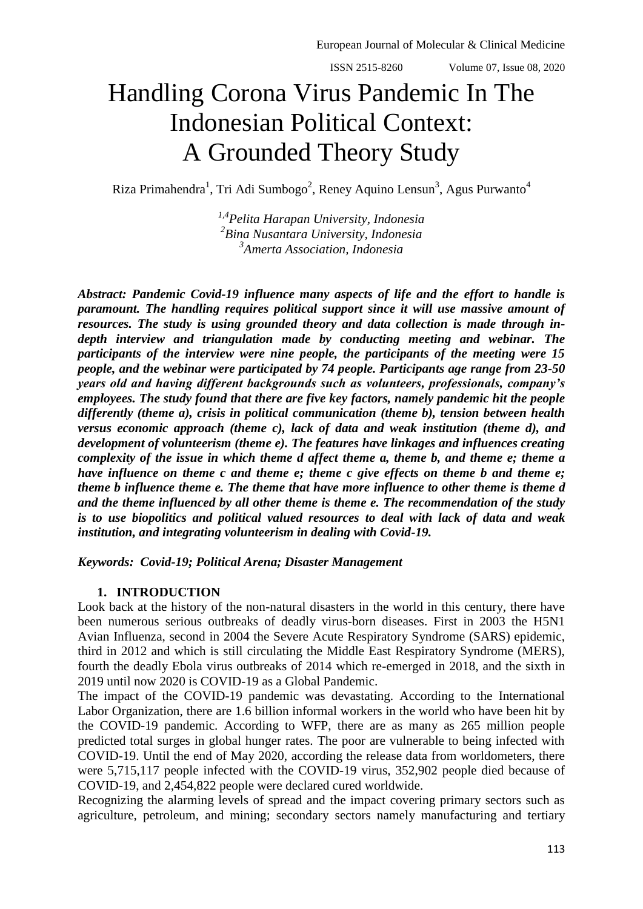# Handling Corona Virus Pandemic In The Indonesian Political Context: A Grounded Theory Study

Riza Primahendra[1], Tri Adi Sumbogo[2], Reney Aquino Lensun[3], Agus Purwanto[4]

*[1,4]Pelita Harapan University, Indonesia*
*[2]Bina Nusantara University, Indonesia*
*[3]Amerta Association, Indonesia*

***Abstract: Pandemic Covid-19 influence many aspects of life and the effort to handle is paramount. The handling requires political support since it will use massive amount of resources. The study is using grounded theory and data collection is made through in-depth interview and triangulation made by conducting meeting and webinar. The participants of the interview were nine people, the participants of the meeting were 15 people, and the webinar were participated by 74 people. Participants age range from 23-50 years old and having different backgrounds such as volunteers, professionals, company's employees. The study found that there are five key factors, namely pandemic hit the people differently (theme a), crisis in political communication (theme b), tension between health versus economic approach (theme c), lack of data and weak institution (theme d), and development of volunteerism (theme e). The features have linkages and influences creating complexity of the issue in which theme d affect theme a, theme b, and theme e; theme a have influence on theme c and theme e; theme c give effects on theme b and theme e; theme b influence theme e. The theme that have more influence to other theme is theme d and the theme influenced by all other theme is theme e. The recommendation of the study is to use biopolitics and political valued resources to deal with lack of data and weak institution, and integrating volunteerism in dealing with Covid-19.***

***Keywords: Covid-19; Political Arena; Disaster Management***

## 1. INTRODUCTION

Look back at the history of the non-natural disasters in the world in this century, there have been numerous serious outbreaks of deadly virus-born diseases. First in 2003 the H5N1 Avian Influenza, second in 2004 the Severe Acute Respiratory Syndrome (SARS) epidemic, third in 2012 and which is still circulating the Middle East Respiratory Syndrome (MERS), fourth the deadly Ebola virus outbreaks of 2014 which re-emerged in 2018, and the sixth in 2019 until now 2020 is COVID-19 as a Global Pandemic.

The impact of the COVID-19 pandemic was devastating. According to the International Labor Organization, there are 1.6 billion informal workers in the world who have been hit by the COVID-19 pandemic. According to WFP, there are as many as 265 million people predicted total surges in global hunger rates. The poor are vulnerable to being infected with COVID-19. Until the end of May 2020, according the release data from worldometers, there were 5,715,117 people infected with the COVID-19 virus, 352,902 people died because of COVID-19, and 2,454,822 people were declared cured worldwide.

Recognizing the alarming levels of spread and the impact covering primary sectors such as agriculture, petroleum, and mining; secondary sectors namely manufacturing and tertiary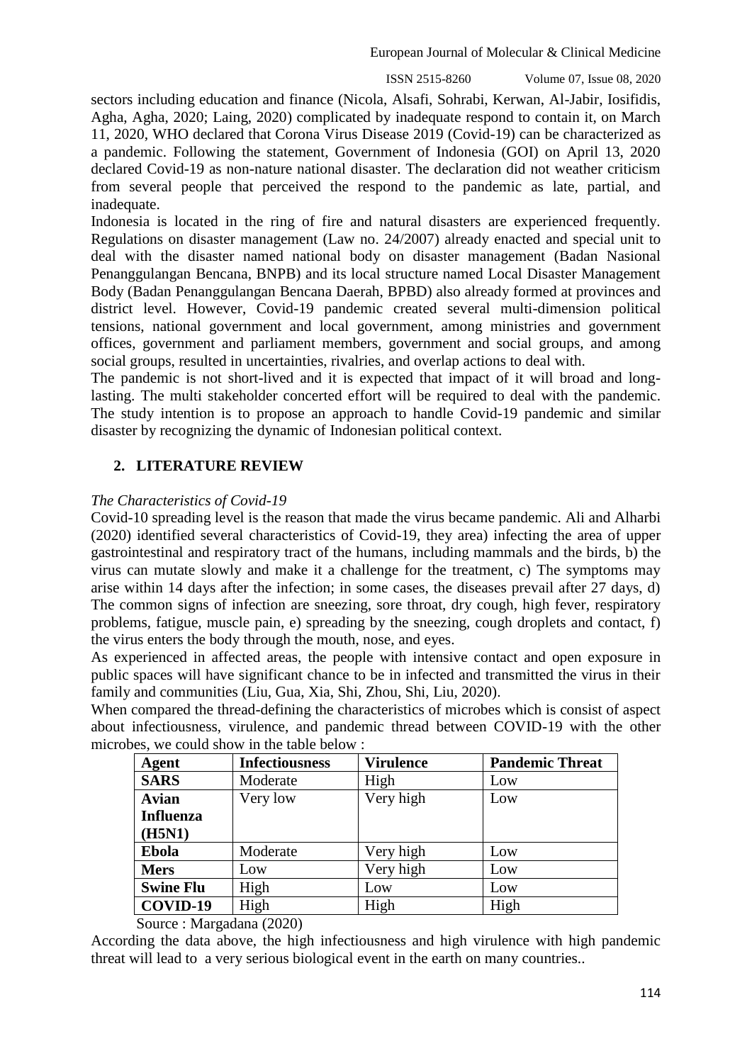sectors including education and finance (Nicola, Alsafi, Sohrabi, Kerwan, Al-Jabir, Iosifidis, Agha, Agha, 2020; Laing, 2020) complicated by inadequate respond to contain it, on March 11, 2020, WHO declared that Corona Virus Disease 2019 (Covid-19) can be characterized as a pandemic. Following the statement, Government of Indonesia (GOI) on April 13, 2020 declared Covid-19 as non-nature national disaster. The declaration did not weather criticism from several people that perceived the respond to the pandemic as late, partial, and inadequate.

Indonesia is located in the ring of fire and natural disasters are experienced frequently. Regulations on disaster management (Law no. 24/2007) already enacted and special unit to deal with the disaster named national body on disaster management (Badan Nasional Penanggulangan Bencana, BNPB) and its local structure named Local Disaster Management Body (Badan Penanggulangan Bencana Daerah, BPBD) also already formed at provinces and district level. However, Covid-19 pandemic created several multi-dimension political tensions, national government and local government, among ministries and government offices, government and parliament members, government and social groups, and among social groups, resulted in uncertainties, rivalries, and overlap actions to deal with.

The pandemic is not short-lived and it is expected that impact of it will broad and long-lasting. The multi stakeholder concerted effort will be required to deal with the pandemic. The study intention is to propose an approach to handle Covid-19 pandemic and similar disaster by recognizing the dynamic of Indonesian political context.

## 2. LITERATURE REVIEW

*The Characteristics of Covid-19*

Covid-10 spreading level is the reason that made the virus became pandemic. Ali and Alharbi (2020) identified several characteristics of Covid-19, they area) infecting the area of upper gastrointestinal and respiratory tract of the humans, including mammals and the birds, b) the virus can mutate slowly and make it a challenge for the treatment, c) The symptoms may arise within 14 days after the infection; in some cases, the diseases prevail after 27 days, d) The common signs of infection are sneezing, sore throat, dry cough, high fever, respiratory problems, fatigue, muscle pain, e) spreading by the sneezing, cough droplets and contact, f) the virus enters the body through the mouth, nose, and eyes.

As experienced in affected areas, the people with intensive contact and open exposure in public spaces will have significant chance to be in infected and transmitted the virus in their family and communities (Liu, Gua, Xia, Shi, Zhou, Shi, Liu, 2020).

When compared the thread-defining the characteristics of microbes which is consist of aspect about infectiousness, virulence, and pandemic thread between COVID-19 with the other microbes, we could show in the table below :

| Agent | Infectiousness | Virulence | Pandemic Threat |
|---|---|---|---|
| **SARS** | Moderate | High | Low |
| **Avian Influenza (H5N1)** | Very low | Very high | Low |
| **Ebola** | Moderate | Very high | Low |
| **Mers** | Low | Very high | Low |
| **Swine Flu** | High | Low | Low |
| **COVID-19** | High | High | High |

Source : Margadana (2020)

According the data above, the high infectiousness and high virulence with high pandemic threat will lead to a very serious biological event in the earth on many countries..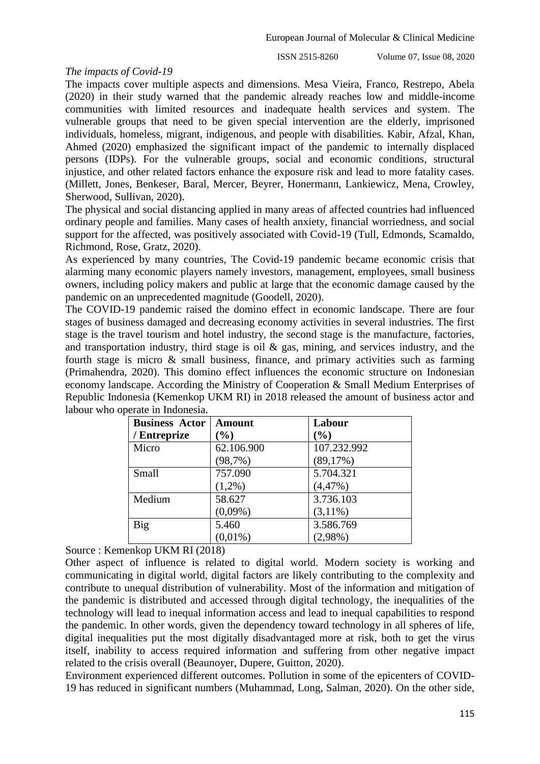*The impacts of Covid-19*

The impacts cover multiple aspects and dimensions. Mesa Vieira, Franco, Restrepo, Abela (2020) in their study warned that the pandemic already reaches low and middle-income communities with limited resources and inadequate health services and system. The vulnerable groups that need to be given special intervention are the elderly, imprisoned individuals, homeless, migrant, indigenous, and people with disabilities. Kabir, Afzal, Khan, Ahmed (2020) emphasized the significant impact of the pandemic to internally displaced persons (IDPs). For the vulnerable groups, social and economic conditions, structural injustice, and other related factors enhance the exposure risk and lead to more fatality cases. (Millett, Jones, Benkeser, Baral, Mercer, Beyrer, Honermann, Lankiewicz, Mena, Crowley, Sherwood, Sullivan, 2020).

The physical and social distancing applied in many areas of affected countries had influenced ordinary people and families. Many cases of health anxiety, financial worriedness, and social support for the affected, was positively associated with Covid-19 (Tull, Edmonds, Scamaldo, Richmond, Rose, Gratz, 2020).

As experienced by many countries, The Covid-19 pandemic became economic crisis that alarming many economic players namely investors, management, employees, small business owners, including policy makers and public at large that the economic damage caused by the pandemic on an unprecedented magnitude (Goodell, 2020).

The COVID-19 pandemic raised the domino effect in economic landscape. There are four stages of business damaged and decreasing economy activities in several industries. The first stage is the travel tourism and hotel industry, the second stage is the manufacture, factories, and transportation industry, third stage is oil & gas, mining, and services industry, and the fourth stage is micro & small business, finance, and primary activities such as farming (Primahendra, 2020). This domino effect influences the economic structure on Indonesian economy landscape. According the Ministry of Cooperation & Small Medium Enterprises of Republic Indonesia (Kemenkop UKM RI) in 2018 released the amount of business actor and labour who operate in Indonesia.

| Business Actor / Entreprize | Amount (%) | Labour (%) |
|---|---|---|
| Micro | 62.106.900 (98,7%) | 107.232.992 (89,17%) |
| Small | 757.090 (1,2%) | 5.704.321 (4,47%) |
| Medium | 58.627 (0,09%) | 3.736.103 (3,11%) |
| Big | 5.460 (0,01%) | 3.586.769 (2,98%) |

Source : Kemenkop UKM RI (2018)

Other aspect of influence is related to digital world. Modern society is working and communicating in digital world, digital factors are likely contributing to the complexity and contribute to unequal distribution of vulnerability. Most of the information and mitigation of the pandemic is distributed and accessed through digital technology, the inequalities of the technology will lead to inequal information access and lead to inequal capabilities to respond the pandemic. In other words, given the dependency toward technology in all spheres of life, digital inequalities put the most digitally disadvantaged more at risk, both to get the virus itself, inability to access required information and suffering from other negative impact related to the crisis overall (Beaunoyer, Dupere, Guitton, 2020).

Environment experienced different outcomes. Pollution in some of the epicenters of COVID-19 has reduced in significant numbers (Muhammad, Long, Salman, 2020). On the other side,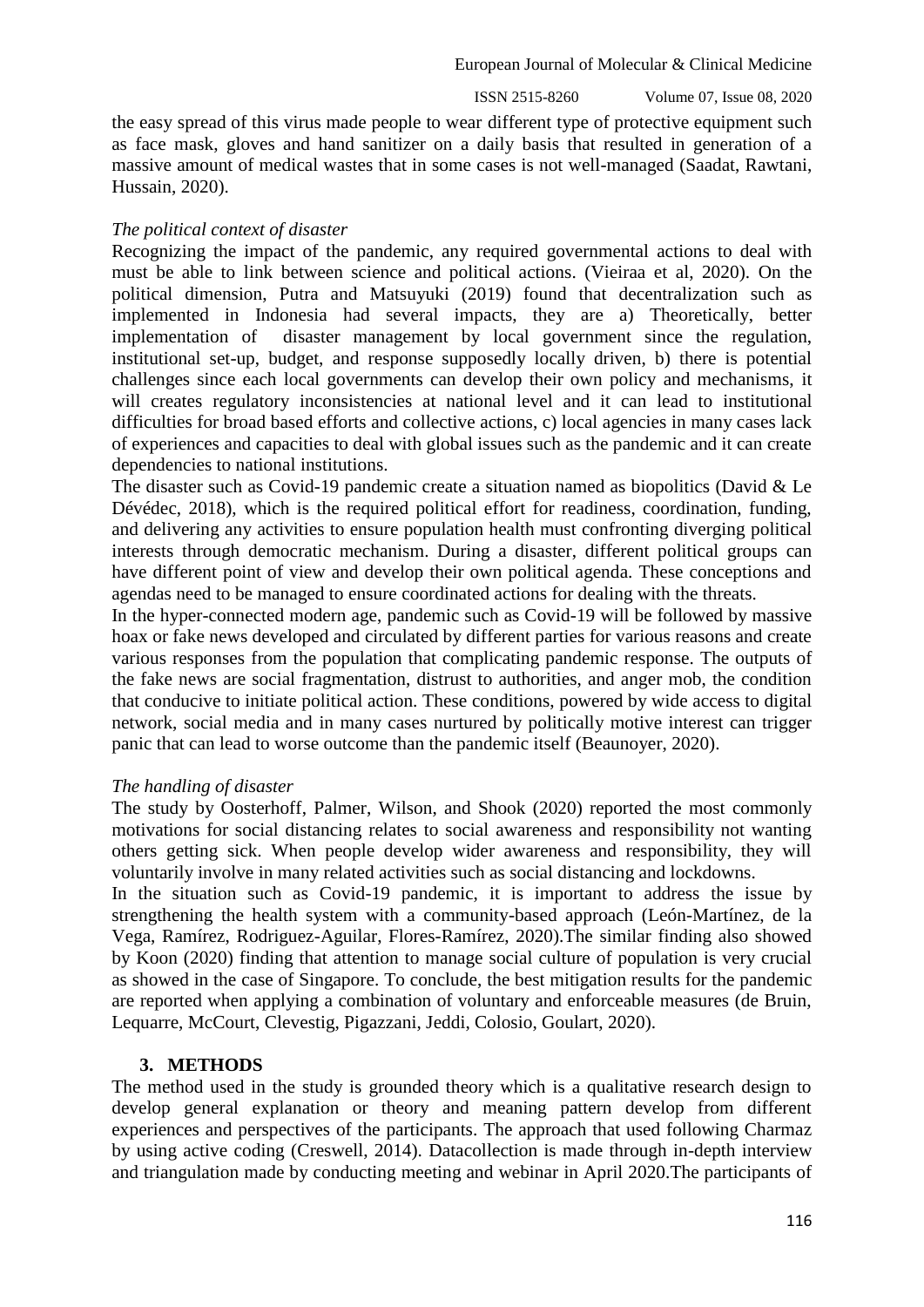the easy spread of this virus made people to wear different type of protective equipment such as face mask, gloves and hand sanitizer on a daily basis that resulted in generation of a massive amount of medical wastes that in some cases is not well-managed (Saadat, Rawtani, Hussain, 2020).

*The political context of disaster*

Recognizing the impact of the pandemic, any required governmental actions to deal with must be able to link between science and political actions. (Vieiraa et al, 2020). On the political dimension, Putra and Matsuyuki (2019) found that decentralization such as implemented in Indonesia had several impacts, they are a) Theoretically, better implementation of disaster management by local government since the regulation, institutional set-up, budget, and response supposedly locally driven, b) there is potential challenges since each local governments can develop their own policy and mechanisms, it will creates regulatory inconsistencies at national level and it can lead to institutional difficulties for broad based efforts and collective actions, c) local agencies in many cases lack of experiences and capacities to deal with global issues such as the pandemic and it can create dependencies to national institutions.

The disaster such as Covid-19 pandemic create a situation named as biopolitics (David & Le Dévédec, 2018), which is the required political effort for readiness, coordination, funding, and delivering any activities to ensure population health must confronting diverging political interests through democratic mechanism. During a disaster, different political groups can have different point of view and develop their own political agenda. These conceptions and agendas need to be managed to ensure coordinated actions for dealing with the threats.

In the hyper-connected modern age, pandemic such as Covid-19 will be followed by massive hoax or fake news developed and circulated by different parties for various reasons and create various responses from the population that complicating pandemic response. The outputs of the fake news are social fragmentation, distrust to authorities, and anger mob, the condition that conducive to initiate political action. These conditions, powered by wide access to digital network, social media and in many cases nurtured by politically motive interest can trigger panic that can lead to worse outcome than the pandemic itself (Beaunoyer, 2020).

*The handling of disaster*

The study by Oosterhoff, Palmer, Wilson, and Shook (2020) reported the most commonly motivations for social distancing relates to social awareness and responsibility not wanting others getting sick. When people develop wider awareness and responsibility, they will voluntarily involve in many related activities such as social distancing and lockdowns.

In the situation such as Covid-19 pandemic, it is important to address the issue by strengthening the health system with a community-based approach (León-Martínez, de la Vega, Ramírez, Rodriguez-Aguilar, Flores-Ramírez, 2020).The similar finding also showed by Koon (2020) finding that attention to manage social culture of population is very crucial as showed in the case of Singapore. To conclude, the best mitigation results for the pandemic are reported when applying a combination of voluntary and enforceable measures (de Bruin, Lequarre, McCourt, Clevestig, Pigazzani, Jeddi, Colosio, Goulart, 2020).

## 3. METHODS

The method used in the study is grounded theory which is a qualitative research design to develop general explanation or theory and meaning pattern develop from different experiences and perspectives of the participants. The approach that used following Charmaz by using active coding (Creswell, 2014). Datacollection is made through in-depth interview and triangulation made by conducting meeting and webinar in April 2020.The participants of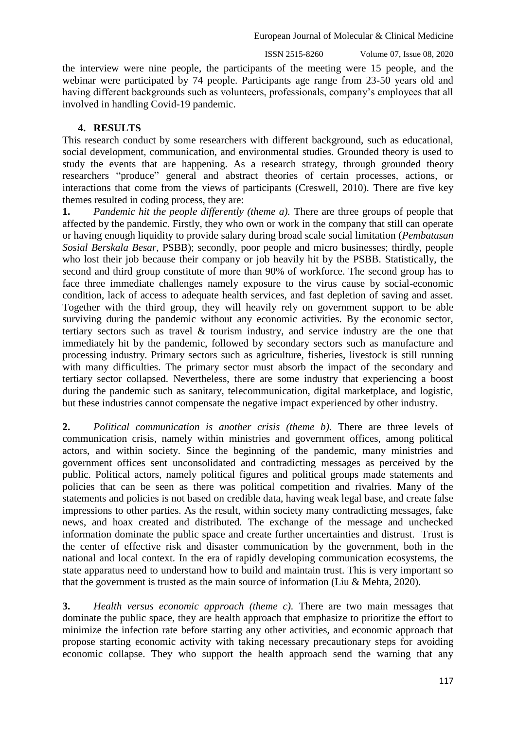the interview were nine people, the participants of the meeting were 15 people, and the webinar were participated by 74 people. Participants age range from 23-50 years old and having different backgrounds such as volunteers, professionals, company's employees that all involved in handling Covid-19 pandemic.

## 4. RESULTS

This research conduct by some researchers with different background, such as educational, social development, communication, and environmental studies. Grounded theory is used to study the events that are happening. As a research strategy, through grounded theory researchers "produce" general and abstract theories of certain processes, actions, or interactions that come from the views of participants (Creswell, 2010). There are five key themes resulted in coding process, they are:

**1.** *Pandemic hit the people differently (theme a).* There are three groups of people that affected by the pandemic. Firstly, they who own or work in the company that still can operate or having enough liquidity to provide salary during broad scale social limitation (*Pembatasan Sosial Berskala Besar*, PSBB); secondly, poor people and micro businesses; thirdly, people who lost their job because their company or job heavily hit by the PSBB. Statistically, the second and third group constitute of more than 90% of workforce. The second group has to face three immediate challenges namely exposure to the virus cause by social-economic condition, lack of access to adequate health services, and fast depletion of saving and asset. Together with the third group, they will heavily rely on government support to be able surviving during the pandemic without any economic activities. By the economic sector, tertiary sectors such as travel & tourism industry, and service industry are the one that immediately hit by the pandemic, followed by secondary sectors such as manufacture and processing industry. Primary sectors such as agriculture, fisheries, livestock is still running with many difficulties. The primary sector must absorb the impact of the secondary and tertiary sector collapsed. Nevertheless, there are some industry that experiencing a boost during the pandemic such as sanitary, telecommunication, digital marketplace, and logistic, but these industries cannot compensate the negative impact experienced by other industry.

**2.** *Political communication is another crisis (theme b).* There are three levels of communication crisis, namely within ministries and government offices, among political actors, and within society. Since the beginning of the pandemic, many ministries and government offices sent unconsolidated and contradicting messages as perceived by the public. Political actors, namely political figures and political groups made statements and policies that can be seen as there was political competition and rivalries. Many of the statements and policies is not based on credible data, having weak legal base, and create false impressions to other parties. As the result, within society many contradicting messages, fake news, and hoax created and distributed. The exchange of the message and unchecked information dominate the public space and create further uncertainties and distrust. Trust is the center of effective risk and disaster communication by the government, both in the national and local context. In the era of rapidly developing communication ecosystems, the state apparatus need to understand how to build and maintain trust. This is very important so that the government is trusted as the main source of information (Liu & Mehta, 2020).

**3.** *Health versus economic approach (theme c).* There are two main messages that dominate the public space, they are health approach that emphasize to prioritize the effort to minimize the infection rate before starting any other activities, and economic approach that propose starting economic activity with taking necessary precautionary steps for avoiding economic collapse. They who support the health approach send the warning that any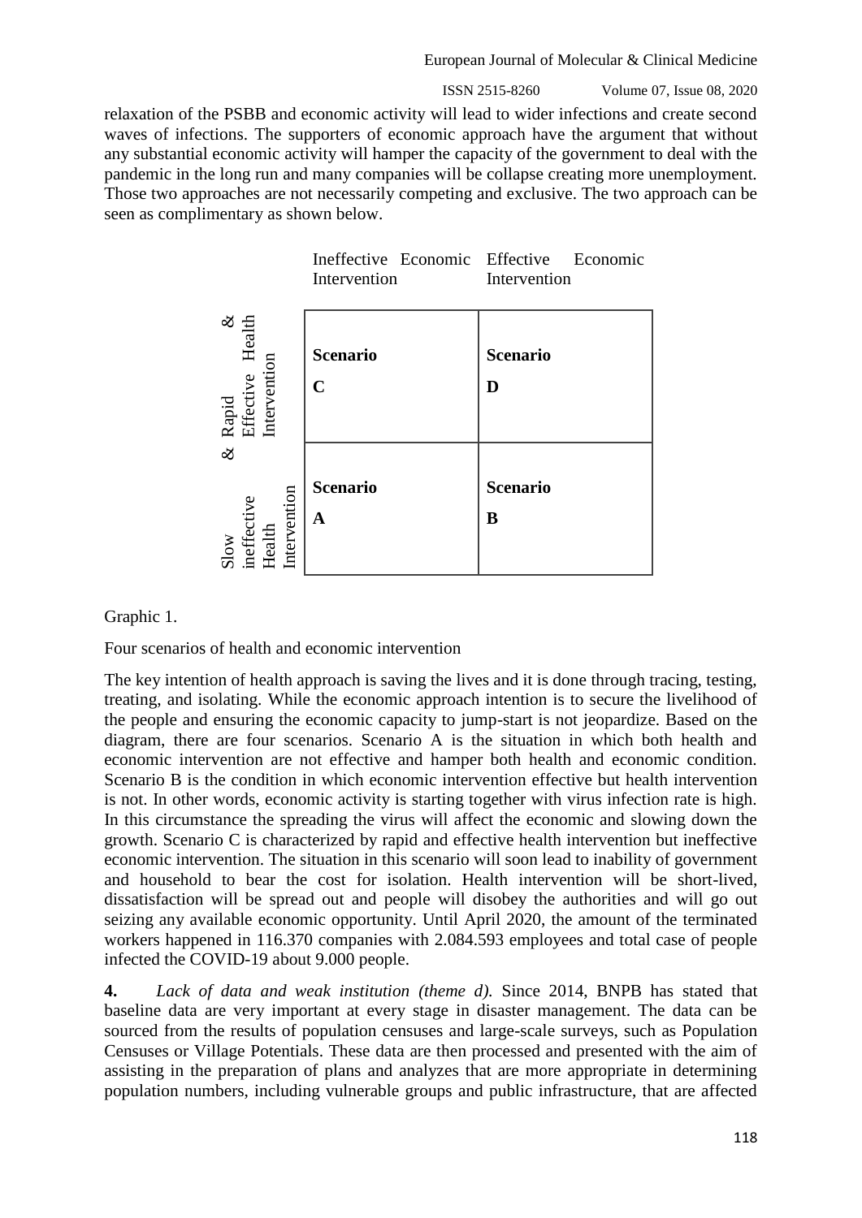relaxation of the PSBB and economic activity will lead to wider infections and create second waves of infections. The supporters of economic approach have the argument that without any substantial economic activity will hamper the capacity of the government to deal with the pandemic in the long run and many companies will be collapse creating more unemployment. Those two approaches are not necessarily competing and exclusive. The two approach can be seen as complimentary as shown below.

| | Ineffective Economic Intervention | Effective Economic Intervention |
|---|---|---|
| Rapid & Effective Health Intervention | **Scenario C** | **Scenario D** |
| Slow & ineffective Health Intervention | **Scenario A** | **Scenario B** |

Graphic 1.

Four scenarios of health and economic intervention

The key intention of health approach is saving the lives and it is done through tracing, testing, treating, and isolating. While the economic approach intention is to secure the livelihood of the people and ensuring the economic capacity to jump-start is not jeopardize. Based on the diagram, there are four scenarios. Scenario A is the situation in which both health and economic intervention are not effective and hamper both health and economic condition. Scenario B is the condition in which economic intervention effective but health intervention is not. In other words, economic activity is starting together with virus infection rate is high. In this circumstance the spreading the virus will affect the economic and slowing down the growth. Scenario C is characterized by rapid and effective health intervention but ineffective economic intervention. The situation in this scenario will soon lead to inability of government and household to bear the cost for isolation. Health intervention will be short-lived, dissatisfaction will be spread out and people will disobey the authorities and will go out seizing any available economic opportunity. Until April 2020, the amount of the terminated workers happened in 116.370 companies with 2.084.593 employees and total case of people infected the COVID-19 about 9.000 people.

**4.** *Lack of data and weak institution (theme d).* Since 2014, BNPB has stated that baseline data are very important at every stage in disaster management. The data can be sourced from the results of population censuses and large-scale surveys, such as Population Censuses or Village Potentials. These data are then processed and presented with the aim of assisting in the preparation of plans and analyzes that are more appropriate in determining population numbers, including vulnerable groups and public infrastructure, that are affected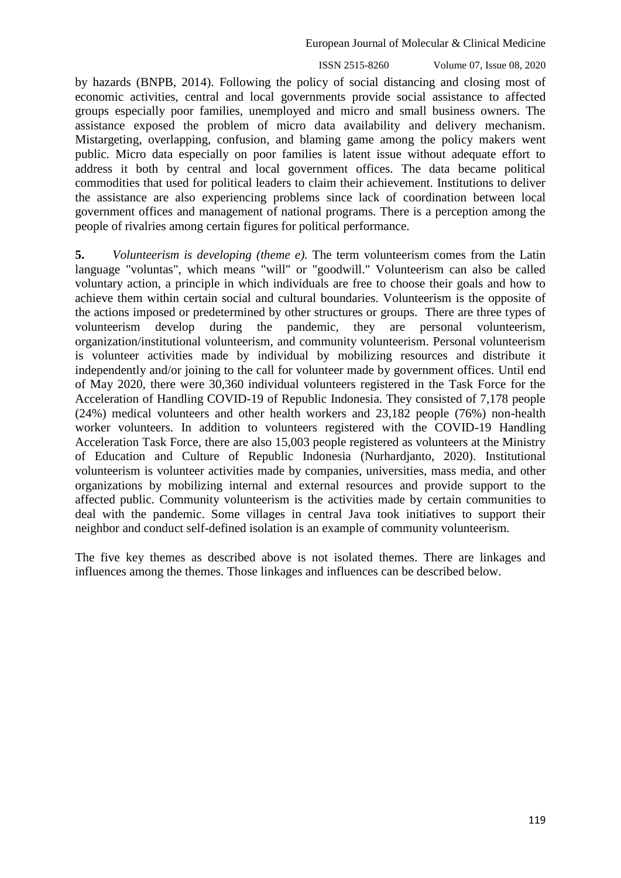by hazards (BNPB, 2014). Following the policy of social distancing and closing most of economic activities, central and local governments provide social assistance to affected groups especially poor families, unemployed and micro and small business owners. The assistance exposed the problem of micro data availability and delivery mechanism. Mistargeting, overlapping, confusion, and blaming game among the policy makers went public. Micro data especially on poor families is latent issue without adequate effort to address it both by central and local government offices. The data became political commodities that used for political leaders to claim their achievement. Institutions to deliver the assistance are also experiencing problems since lack of coordination between local government offices and management of national programs. There is a perception among the people of rivalries among certain figures for political performance.

**5.** *Volunteerism is developing (theme e).* The term volunteerism comes from the Latin language "voluntas", which means "will" or "goodwill." Volunteerism can also be called voluntary action, a principle in which individuals are free to choose their goals and how to achieve them within certain social and cultural boundaries. Volunteerism is the opposite of the actions imposed or predetermined by other structures or groups. There are three types of volunteerism develop during the pandemic, they are personal volunteerism, organization/institutional volunteerism, and community volunteerism. Personal volunteerism is volunteer activities made by individual by mobilizing resources and distribute it independently and/or joining to the call for volunteer made by government offices. Until end of May 2020, there were 30,360 individual volunteers registered in the Task Force for the Acceleration of Handling COVID-19 of Republic Indonesia. They consisted of 7,178 people (24%) medical volunteers and other health workers and 23,182 people (76%) non-health worker volunteers. In addition to volunteers registered with the COVID-19 Handling Acceleration Task Force, there are also 15,003 people registered as volunteers at the Ministry of Education and Culture of Republic Indonesia (Nurhardjanto, 2020). Institutional volunteerism is volunteer activities made by companies, universities, mass media, and other organizations by mobilizing internal and external resources and provide support to the affected public. Community volunteerism is the activities made by certain communities to deal with the pandemic. Some villages in central Java took initiatives to support their neighbor and conduct self-defined isolation is an example of community volunteerism.

The five key themes as described above is not isolated themes. There are linkages and influences among the themes. Those linkages and influences can be described below.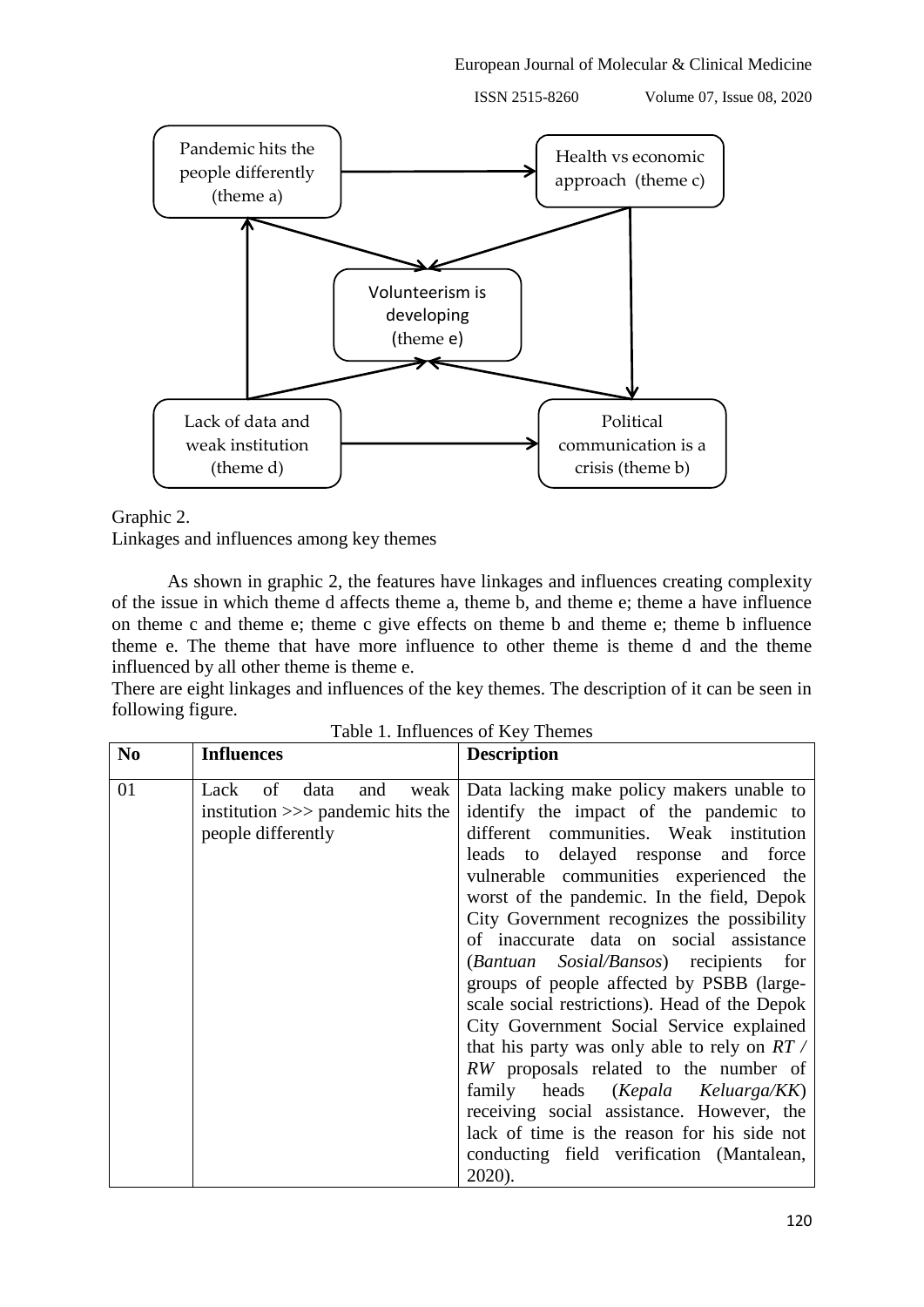Graphic 2.
Linkages and influences among key themes

As shown in graphic 2, the features have linkages and influences creating complexity of the issue in which theme d affects theme a, theme b, and theme e; theme a have influence on theme c and theme e; theme c give effects on theme b and theme e; theme b influence theme e. The theme that have more influence to other theme is theme d and the theme influenced by all other theme is theme e.

There are eight linkages and influences of the key themes. The description of it can be seen in following figure.

Table 1. Influences of Key Themes

| No | Influences | Description |
|---|---|---|
| 01 | Lack of data and weak institution >>> pandemic hits the people differently | Data lacking make policy makers unable to identify the impact of the pandemic to different communities. Weak institution leads to delayed response and force vulnerable communities experienced the worst of the pandemic. In the field, Depok City Government recognizes the possibility of inaccurate data on social assistance (*Bantuan Sosial/Bansos*) recipients for groups of people affected by PSBB (large-scale social restrictions). Head of the Depok City Government Social Service explained that his party was only able to rely on *RT / RW* proposals related to the number of family heads (*Kepala Keluarga/KK*) receiving social assistance. However, the lack of time is the reason for his side not conducting field verification (Mantalean, 2020). |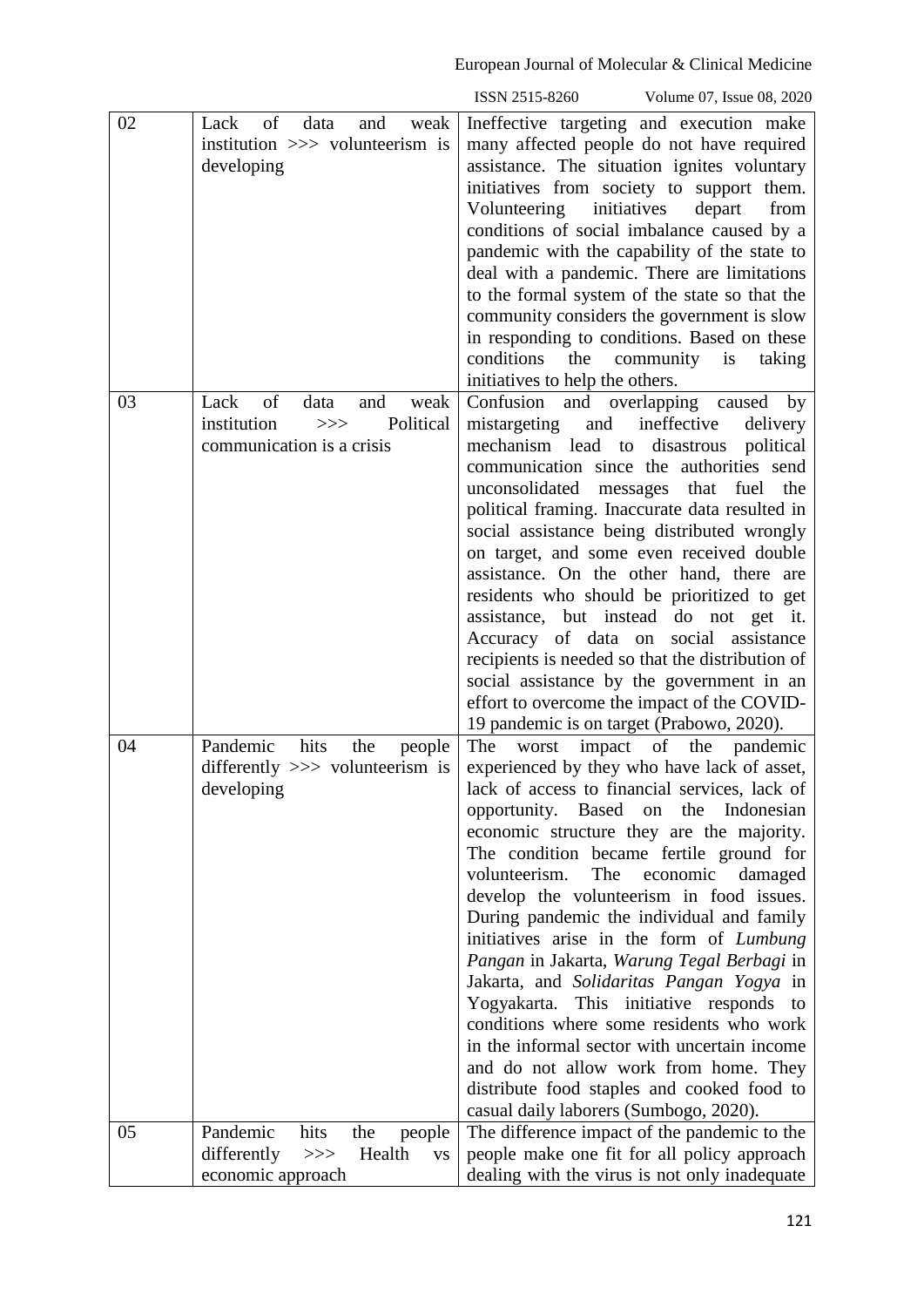| | | |
|---|---|---|
| 02 | Lack of data and weak institution >>> volunteerism is developing | Ineffective targeting and execution make many affected people do not have required assistance. The situation ignites voluntary initiatives from society to support them. Volunteering initiatives depart from conditions of social imbalance caused by a pandemic with the capability of the state to deal with a pandemic. There are limitations to the formal system of the state so that the community considers the government is slow in responding to conditions. Based on these conditions the community is taking initiatives to help the others. |
| 03 | Lack of data and weak institution >>> Political communication is a crisis | Confusion and overlapping caused by mistargeting and ineffective delivery mechanism lead to disastrous political communication since the authorities send unconsolidated messages that fuel the political framing. Inaccurate data resulted in social assistance being distributed wrongly on target, and some even received double assistance. On the other hand, there are residents who should be prioritized to get assistance, but instead do not get it. Accuracy of data on social assistance recipients is needed so that the distribution of social assistance by the government in an effort to overcome the impact of the COVID-19 pandemic is on target (Prabowo, 2020). |
| 04 | Pandemic hits the people differently >>> volunteerism is developing | The worst impact of the pandemic experienced by they who have lack of asset, lack of access to financial services, lack of opportunity. Based on the Indonesian economic structure they are the majority. The condition became fertile ground for volunteerism. The economic damaged develop the volunteerism in food issues. During pandemic the individual and family initiatives arise in the form of *Lumbung Pangan* in Jakarta, *Warung Tegal Berbagi* in Jakarta, and *Solidaritas Pangan Yogya* in Yogyakarta. This initiative responds to conditions where some residents who work in the informal sector with uncertain income and do not allow work from home. They distribute food staples and cooked food to casual daily laborers (Sumbogo, 2020). |
| 05 | Pandemic hits the people differently >>> Health vs economic approach | The difference impact of the pandemic to the people make one fit for all policy approach dealing with the virus is not only inadequate |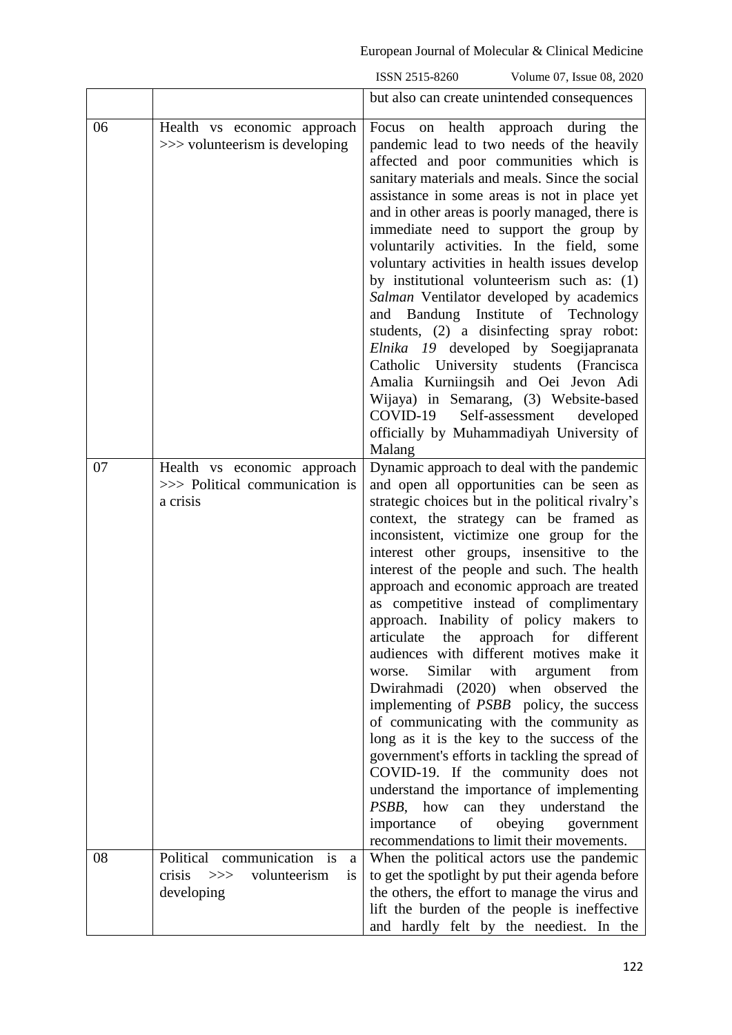| | | but also can create unintended consequences |
|---|---|---|
| 06 | Health vs economic approach >>> volunteerism is developing | Focus on health approach during the pandemic lead to two needs of the heavily affected and poor communities which is sanitary materials and meals. Since the social assistance in some areas is not in place yet and in other areas is poorly managed, there is immediate need to support the group by voluntarily activities. In the field, some voluntary activities in health issues develop by institutional volunteerism such as: (1) *Salman* Ventilator developed by academics and Bandung Institute of Technology students, (2) a disinfecting spray robot: *Elnika 19* developed by Soegijapranata Catholic University students (Francisca Amalia Kurniingsih and Oei Jevon Adi Wijaya) in Semarang, (3) Website-based COVID-19 Self-assessment developed officially by Muhammadiyah University of Malang |
| 07 | Health vs economic approach >>> Political communication is a crisis | Dynamic approach to deal with the pandemic and open all opportunities can be seen as strategic choices but in the political rivalry's context, the strategy can be framed as inconsistent, victimize one group for the interest other groups, insensitive to the interest of the people and such. The health approach and economic approach are treated as competitive instead of complimentary approach. Inability of policy makers to articulate the approach for different audiences with different motives make it worse. Similar with argument from Dwirahmadi (2020) when observed the implementing of *PSBB* policy, the success of communicating with the community as long as it is the key to the success of the government's efforts in tackling the spread of COVID-19. If the community does not understand the importance of implementing *PSBB*, how can they understand the importance of obeying government recommendations to limit their movements. |
| 08 | Political communication is a crisis >>> volunteerism is developing | When the political actors use the pandemic to get the spotlight by put their agenda before the others, the effort to manage the virus and lift the burden of the people is ineffective and hardly felt by the neediest. In the |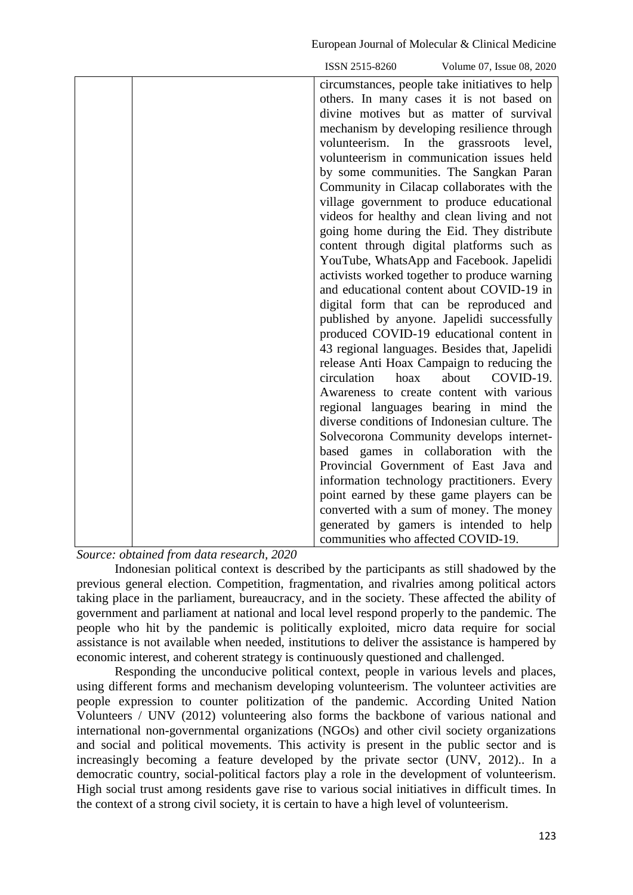| | | circumstances, people take initiatives to help others. In many cases it is not based on divine motives but as matter of survival mechanism by developing resilience through volunteerism. In the grassroots level, volunteerism in communication issues held by some communities. The Sangkan Paran Community in Cilacap collaborates with the village government to produce educational videos for healthy and clean living and not going home during the Eid. They distribute content through digital platforms such as YouTube, WhatsApp and Facebook. Japelidi activists worked together to produce warning and educational content about COVID-19 in digital form that can be reproduced and published by anyone. Japelidi successfully produced COVID-19 educational content in 43 regional languages. Besides that, Japelidi release Anti Hoax Campaign to reducing the circulation hoax about COVID-19. Awareness to create content with various regional languages bearing in mind the diverse conditions of Indonesian culture. The Solvecorona Community develops internet-based games in collaboration with the Provincial Government of East Java and information technology practitioners. Every point earned by these game players can be converted with a sum of money. The money generated by gamers is intended to help communities who affected COVID-19. |
|---|---|---|

*Source: obtained from data research, 2020*

Indonesian political context is described by the participants as still shadowed by the previous general election. Competition, fragmentation, and rivalries among political actors taking place in the parliament, bureaucracy, and in the society. These affected the ability of government and parliament at national and local level respond properly to the pandemic. The people who hit by the pandemic is politically exploited, micro data require for social assistance is not available when needed, institutions to deliver the assistance is hampered by economic interest, and coherent strategy is continuously questioned and challenged.

Responding the unconducive political context, people in various levels and places, using different forms and mechanism developing volunteerism. The volunteer activities are people expression to counter politization of the pandemic. According United Nation Volunteers / UNV (2012) volunteering also forms the backbone of various national and international non-governmental organizations (NGOs) and other civil society organizations and social and political movements. This activity is present in the public sector and is increasingly becoming a feature developed by the private sector (UNV, 2012).. In a democratic country, social-political factors play a role in the development of volunteerism. High social trust among residents gave rise to various social initiatives in difficult times. In the context of a strong civil society, it is certain to have a high level of volunteerism.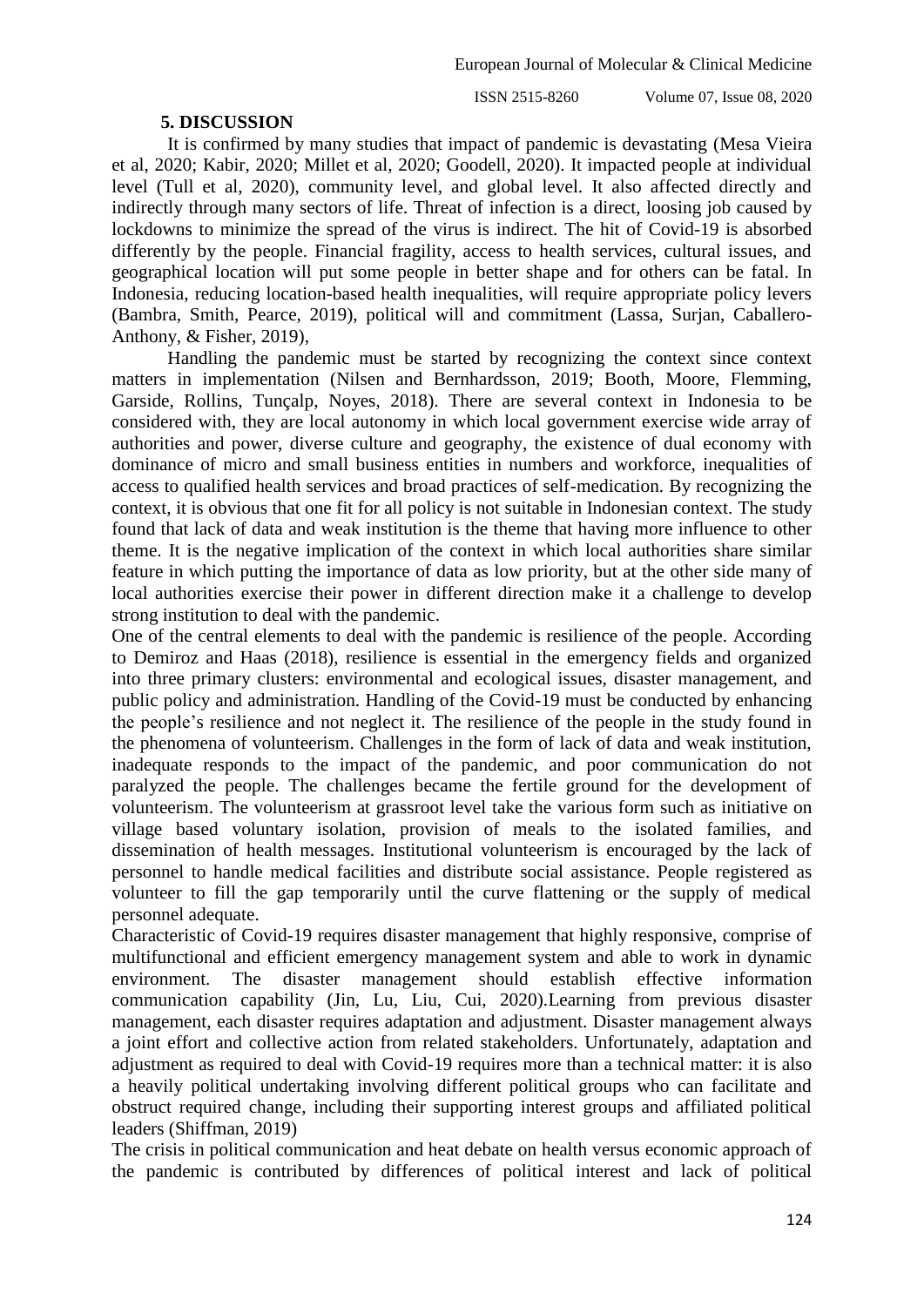## 5. DISCUSSION

It is confirmed by many studies that impact of pandemic is devastating (Mesa Vieira et al, 2020; Kabir, 2020; Millet et al, 2020; Goodell, 2020). It impacted people at individual level (Tull et al, 2020), community level, and global level. It also affected directly and indirectly through many sectors of life. Threat of infection is a direct, loosing job caused by lockdowns to minimize the spread of the virus is indirect. The hit of Covid-19 is absorbed differently by the people. Financial fragility, access to health services, cultural issues, and geographical location will put some people in better shape and for others can be fatal. In Indonesia, reducing location-based health inequalities, will require appropriate policy levers (Bambra, Smith, Pearce, 2019), political will and commitment (Lassa, Surjan, Caballero-Anthony, & Fisher, 2019),

Handling the pandemic must be started by recognizing the context since context matters in implementation (Nilsen and Bernhardsson, 2019; Booth, Moore, Flemming, Garside, Rollins, Tunçalp, Noyes, 2018). There are several context in Indonesia to be considered with, they are local autonomy in which local government exercise wide array of authorities and power, diverse culture and geography, the existence of dual economy with dominance of micro and small business entities in numbers and workforce, inequalities of access to qualified health services and broad practices of self-medication. By recognizing the context, it is obvious that one fit for all policy is not suitable in Indonesian context. The study found that lack of data and weak institution is the theme that having more influence to other theme. It is the negative implication of the context in which local authorities share similar feature in which putting the importance of data as low priority, but at the other side many of local authorities exercise their power in different direction make it a challenge to develop strong institution to deal with the pandemic.

One of the central elements to deal with the pandemic is resilience of the people. According to Demiroz and Haas (2018), resilience is essential in the emergency fields and organized into three primary clusters: environmental and ecological issues, disaster management, and public policy and administration. Handling of the Covid-19 must be conducted by enhancing the people's resilience and not neglect it. The resilience of the people in the study found in the phenomena of volunteerism. Challenges in the form of lack of data and weak institution, inadequate responds to the impact of the pandemic, and poor communication do not paralyzed the people. The challenges became the fertile ground for the development of volunteerism. The volunteerism at grassroot level take the various form such as initiative on village based voluntary isolation, provision of meals to the isolated families, and dissemination of health messages. Institutional volunteerism is encouraged by the lack of personnel to handle medical facilities and distribute social assistance. People registered as volunteer to fill the gap temporarily until the curve flattening or the supply of medical personnel adequate.

Characteristic of Covid-19 requires disaster management that highly responsive, comprise of multifunctional and efficient emergency management system and able to work in dynamic environment. The disaster management should establish effective information communication capability (Jin, Lu, Liu, Cui, 2020).Learning from previous disaster management, each disaster requires adaptation and adjustment. Disaster management always a joint effort and collective action from related stakeholders. Unfortunately, adaptation and adjustment as required to deal with Covid-19 requires more than a technical matter: it is also a heavily political undertaking involving different political groups who can facilitate and obstruct required change, including their supporting interest groups and affiliated political leaders (Shiffman, 2019)

The crisis in political communication and heat debate on health versus economic approach of the pandemic is contributed by differences of political interest and lack of political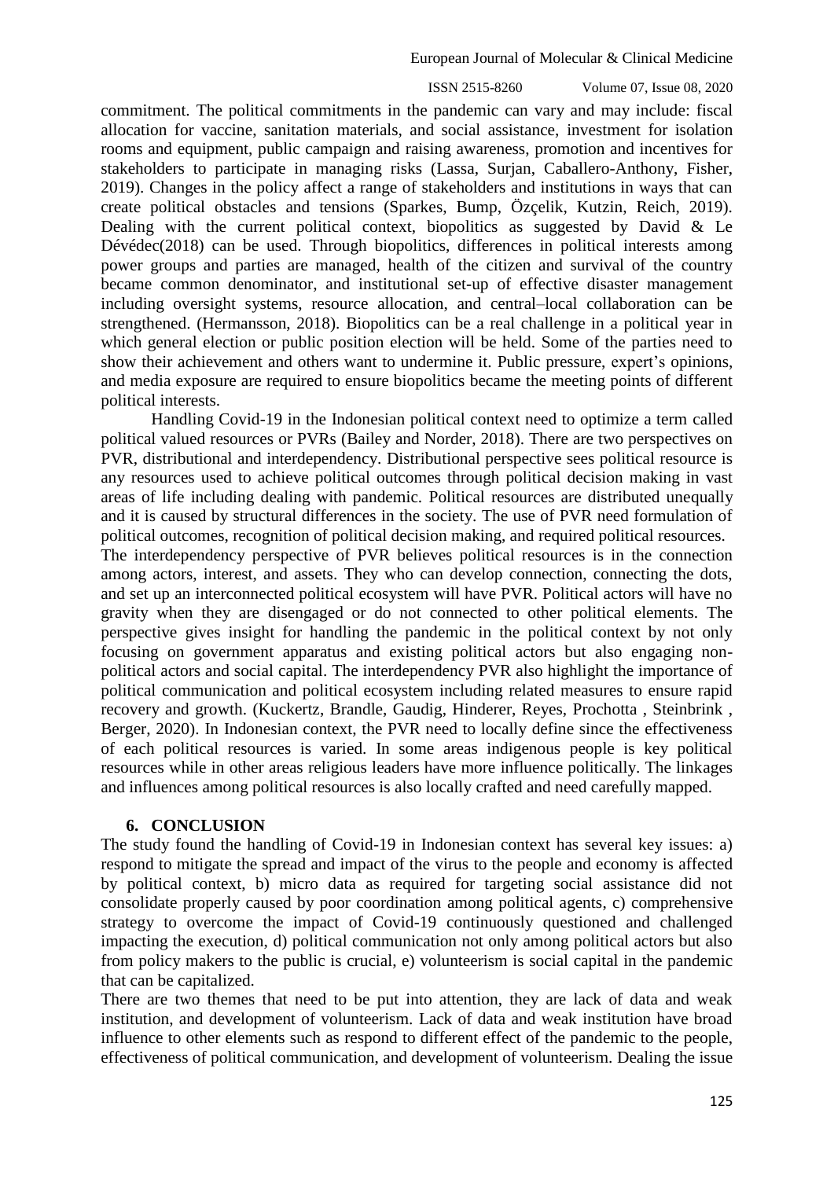commitment. The political commitments in the pandemic can vary and may include: fiscal allocation for vaccine, sanitation materials, and social assistance, investment for isolation rooms and equipment, public campaign and raising awareness, promotion and incentives for stakeholders to participate in managing risks (Lassa, Surjan, Caballero-Anthony, Fisher, 2019). Changes in the policy affect a range of stakeholders and institutions in ways that can create political obstacles and tensions (Sparkes, Bump, Özçelik, Kutzin, Reich, 2019). Dealing with the current political context, biopolitics as suggested by David & Le Dévédec(2018) can be used. Through biopolitics, differences in political interests among power groups and parties are managed, health of the citizen and survival of the country became common denominator, and institutional set-up of effective disaster management including oversight systems, resource allocation, and central–local collaboration can be strengthened. (Hermansson, 2018). Biopolitics can be a real challenge in a political year in which general election or public position election will be held. Some of the parties need to show their achievement and others want to undermine it. Public pressure, expert's opinions, and media exposure are required to ensure biopolitics became the meeting points of different political interests.

Handling Covid-19 in the Indonesian political context need to optimize a term called political valued resources or PVRs (Bailey and Norder, 2018). There are two perspectives on PVR, distributional and interdependency. Distributional perspective sees political resource is any resources used to achieve political outcomes through political decision making in vast areas of life including dealing with pandemic. Political resources are distributed unequally and it is caused by structural differences in the society. The use of PVR need formulation of political outcomes, recognition of political decision making, and required political resources.
The interdependency perspective of PVR believes political resources is in the connection among actors, interest, and assets. They who can develop connection, connecting the dots, and set up an interconnected political ecosystem will have PVR. Political actors will have no gravity when they are disengaged or do not connected to other political elements. The perspective gives insight for handling the pandemic in the political context by not only focusing on government apparatus and existing political actors but also engaging non-political actors and social capital. The interdependency PVR also highlight the importance of political communication and political ecosystem including related measures to ensure rapid recovery and growth. (Kuckertz, Brandle, Gaudig, Hinderer, Reyes, Prochotta , Steinbrink , Berger, 2020). In Indonesian context, the PVR need to locally define since the effectiveness of each political resources is varied. In some areas indigenous people is key political resources while in other areas religious leaders have more influence politically. The linkages and influences among political resources is also locally crafted and need carefully mapped.

## 6. CONCLUSION

The study found the handling of Covid-19 in Indonesian context has several key issues: a) respond to mitigate the spread and impact of the virus to the people and economy is affected by political context, b) micro data as required for targeting social assistance did not consolidate properly caused by poor coordination among political agents, c) comprehensive strategy to overcome the impact of Covid-19 continuously questioned and challenged impacting the execution, d) political communication not only among political actors but also from policy makers to the public is crucial, e) volunteerism is social capital in the pandemic that can be capitalized.

There are two themes that need to be put into attention, they are lack of data and weak institution, and development of volunteerism. Lack of data and weak institution have broad influence to other elements such as respond to different effect of the pandemic to the people, effectiveness of political communication, and development of volunteerism. Dealing the issue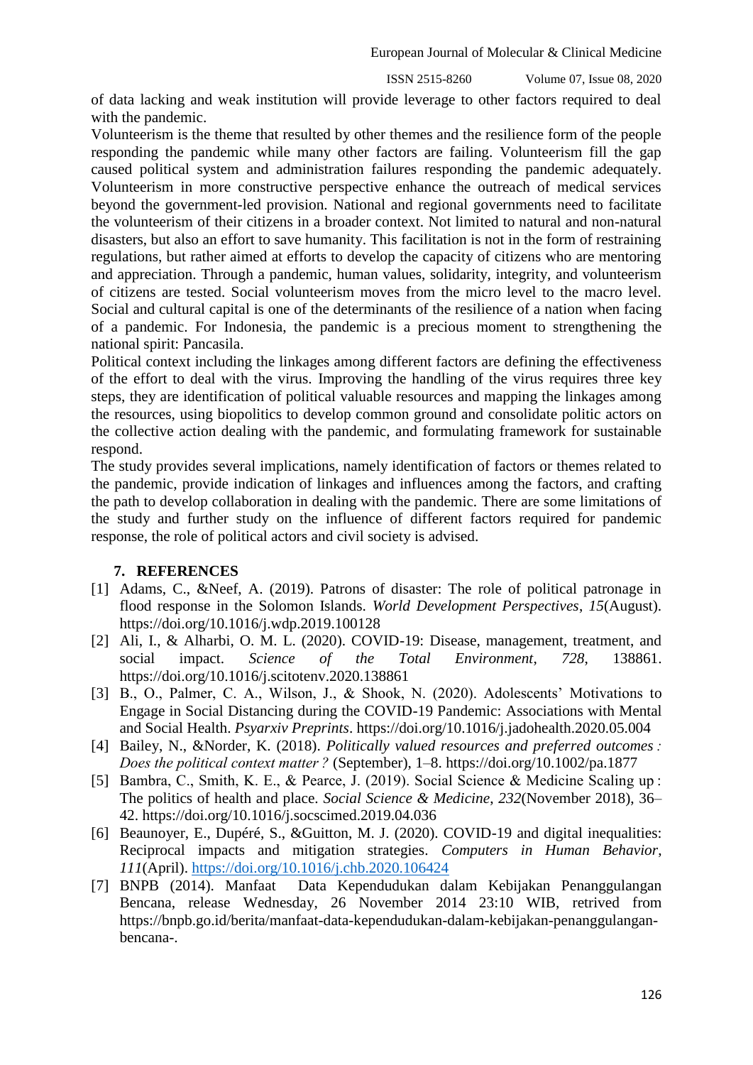of data lacking and weak institution will provide leverage to other factors required to deal with the pandemic.

Volunteerism is the theme that resulted by other themes and the resilience form of the people responding the pandemic while many other factors are failing. Volunteerism fill the gap caused political system and administration failures responding the pandemic adequately. Volunteerism in more constructive perspective enhance the outreach of medical services beyond the government-led provision. National and regional governments need to facilitate the volunteerism of their citizens in a broader context. Not limited to natural and non-natural disasters, but also an effort to save humanity. This facilitation is not in the form of restraining regulations, but rather aimed at efforts to develop the capacity of citizens who are mentoring and appreciation. Through a pandemic, human values, solidarity, integrity, and volunteerism of citizens are tested. Social volunteerism moves from the micro level to the macro level. Social and cultural capital is one of the determinants of the resilience of a nation when facing of a pandemic. For Indonesia, the pandemic is a precious moment to strengthening the national spirit: Pancasila.

Political context including the linkages among different factors are defining the effectiveness of the effort to deal with the virus. Improving the handling of the virus requires three key steps, they are identification of political valuable resources and mapping the linkages among the resources, using biopolitics to develop common ground and consolidate politic actors on the collective action dealing with the pandemic, and formulating framework for sustainable respond.

The study provides several implications, namely identification of factors or themes related to the pandemic, provide indication of linkages and influences among the factors, and crafting the path to develop collaboration in dealing with the pandemic. There are some limitations of the study and further study on the influence of different factors required for pandemic response, the role of political actors and civil society is advised.

## 7. REFERENCES

[1] Adams, C., &Neef, A. (2019). Patrons of disaster: The role of political patronage in flood response in the Solomon Islands. *World Development Perspectives*, *15*(August). https://doi.org/10.1016/j.wdp.2019.100128

[2] Ali, I., & Alharbi, O. M. L. (2020). COVID-19: Disease, management, treatment, and social impact. *Science of the Total Environment*, *728*, 138861. https://doi.org/10.1016/j.scitotenv.2020.138861

[3] B., O., Palmer, C. A., Wilson, J., & Shook, N. (2020). Adolescents' Motivations to Engage in Social Distancing during the COVID-19 Pandemic: Associations with Mental and Social Health. *Psyarxiv Preprints*. https://doi.org/10.1016/j.jadohealth.2020.05.004

[4] Bailey, N., &Norder, K. (2018). *Politically valued resources and preferred outcomes : Does the political context matter ?* (September), 1–8. https://doi.org/10.1002/pa.1877

[5] Bambra, C., Smith, K. E., & Pearce, J. (2019). Social Science & Medicine Scaling up : The politics of health and place. *Social Science & Medicine*, *232*(November 2018), 36–42. https://doi.org/10.1016/j.socscimed.2019.04.036

[6] Beaunoyer, E., Dupéré, S., &Guitton, M. J. (2020). COVID-19 and digital inequalities: Reciprocal impacts and mitigation strategies. *Computers in Human Behavior*, *111*(April). https://doi.org/10.1016/j.chb.2020.106424

[7] BNPB (2014). Manfaat Data Kependudukan dalam Kebijakan Penanggulangan Bencana, release Wednesday, 26 November 2014 23:10 WIB, retrived from https://bnpb.go.id/berita/manfaat-data-kependudukan-dalam-kebijakan-penanggulangan-bencana-.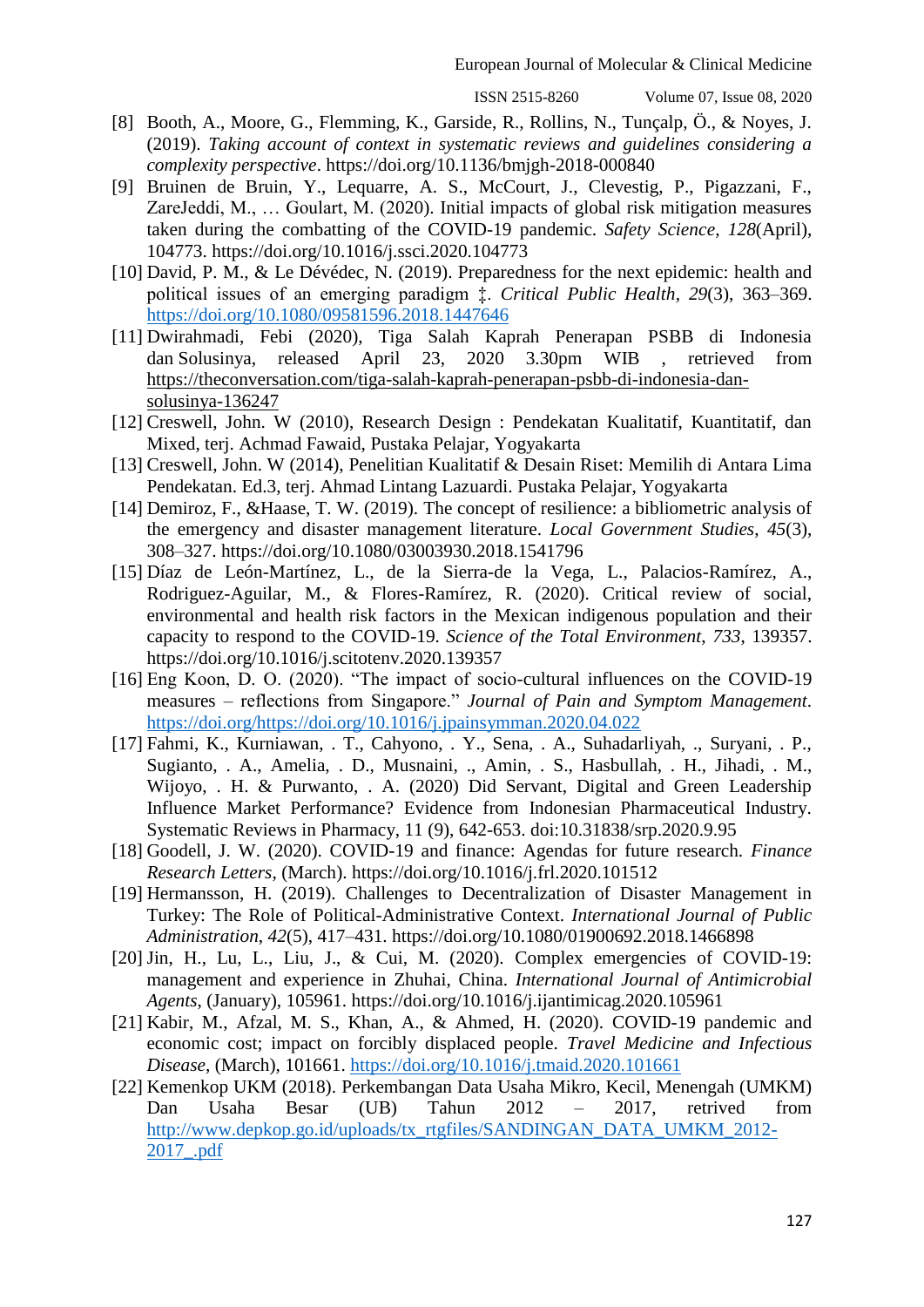[8] Booth, A., Moore, G., Flemming, K., Garside, R., Rollins, N., Tunçalp, Ö., & Noyes, J. (2019). *Taking account of context in systematic reviews and guidelines considering a complexity perspective*. https://doi.org/10.1136/bmjgh-2018-000840

[9] Bruinen de Bruin, Y., Lequarre, A. S., McCourt, J., Clevestig, P., Pigazzani, F., ZareJeddi, M., … Goulart, M. (2020). Initial impacts of global risk mitigation measures taken during the combatting of the COVID-19 pandemic. *Safety Science*, *128*(April), 104773. https://doi.org/10.1016/j.ssci.2020.104773

[10] David, P. M., & Le Dévédec, N. (2019). Preparedness for the next epidemic: health and political issues of an emerging paradigm ‡. *Critical Public Health*, *29*(3), 363–369. https://doi.org/10.1080/09581596.2018.1447646

[11] Dwirahmadi, Febi (2020), Tiga Salah Kaprah Penerapan PSBB di Indonesia dan Solusinya, released April 23, 2020 3.30pm WIB , retrieved from https://theconversation.com/tiga-salah-kaprah-penerapan-psbb-di-indonesia-dan-solusinya-136247

[12] Creswell, John. W (2010), Research Design : Pendekatan Kualitatif, Kuantitatif, dan Mixed, terj. Achmad Fawaid, Pustaka Pelajar, Yogyakarta

[13] Creswell, John. W (2014), Penelitian Kualitatif & Desain Riset: Memilih di Antara Lima Pendekatan. Ed.3, terj. Ahmad Lintang Lazuardi. Pustaka Pelajar, Yogyakarta

[14] Demiroz, F., &Haase, T. W. (2019). The concept of resilience: a bibliometric analysis of the emergency and disaster management literature. *Local Government Studies*, *45*(3), 308–327. https://doi.org/10.1080/03003930.2018.1541796

[15] Díaz de León-Martínez, L., de la Sierra-de la Vega, L., Palacios-Ramírez, A., Rodriguez-Aguilar, M., & Flores-Ramírez, R. (2020). Critical review of social, environmental and health risk factors in the Mexican indigenous population and their capacity to respond to the COVID-19. *Science of the Total Environment*, *733*, 139357. https://doi.org/10.1016/j.scitotenv.2020.139357

[16] Eng Koon, D. O. (2020). "The impact of socio-cultural influences on the COVID-19 measures – reflections from Singapore." *Journal of Pain and Symptom Management*. https://doi.org/https://doi.org/10.1016/j.jpainsymman.2020.04.022

[17] Fahmi, K., Kurniawan, . T., Cahyono, . Y., Sena, . A., Suhadarliyah, ., Suryani, . P., Sugianto, . A., Amelia, . D., Musnaini, ., Amin, . S., Hasbullah, . H., Jihadi, . M., Wijoyo, . H. & Purwanto, . A. (2020) Did Servant, Digital and Green Leadership Influence Market Performance? Evidence from Indonesian Pharmaceutical Industry. Systematic Reviews in Pharmacy, 11 (9), 642-653. doi:10.31838/srp.2020.9.95

[18] Goodell, J. W. (2020). COVID-19 and finance: Agendas for future research. *Finance Research Letters*, (March). https://doi.org/10.1016/j.frl.2020.101512

[19] Hermansson, H. (2019). Challenges to Decentralization of Disaster Management in Turkey: The Role of Political-Administrative Context. *International Journal of Public Administration*, *42*(5), 417–431. https://doi.org/10.1080/01900692.2018.1466898

[20] Jin, H., Lu, L., Liu, J., & Cui, M. (2020). Complex emergencies of COVID-19: management and experience in Zhuhai, China. *International Journal of Antimicrobial Agents*, (January), 105961. https://doi.org/10.1016/j.ijantimicag.2020.105961

[21] Kabir, M., Afzal, M. S., Khan, A., & Ahmed, H. (2020). COVID-19 pandemic and economic cost; impact on forcibly displaced people. *Travel Medicine and Infectious Disease*, (March), 101661. https://doi.org/10.1016/j.tmaid.2020.101661

[22] Kemenkop UKM (2018). Perkembangan Data Usaha Mikro, Kecil, Menengah (UMKM) Dan Usaha Besar (UB) Tahun 2012 – 2017, retrived from http://www.depkop.go.id/uploads/tx_rtgfiles/SANDINGAN_DATA_UMKM_2012-2017_.pdf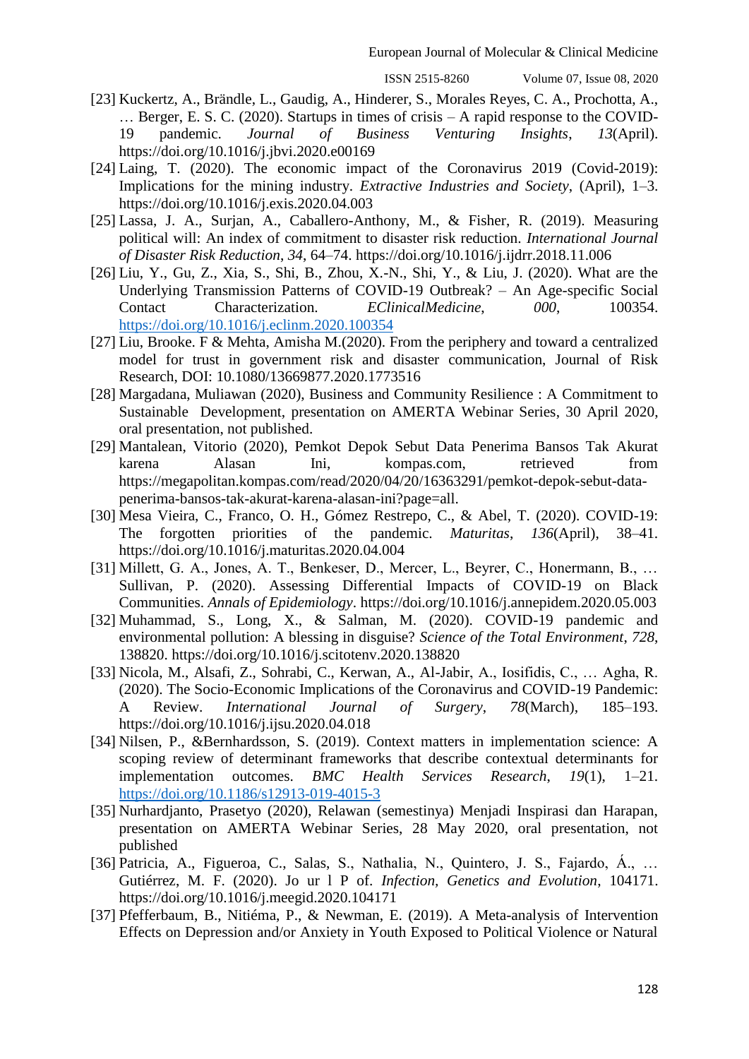[23] Kuckertz, A., Brändle, L., Gaudig, A., Hinderer, S., Morales Reyes, C. A., Prochotta, A., … Berger, E. S. C. (2020). Startups in times of crisis – A rapid response to the COVID-19 pandemic. *Journal of Business Venturing Insights*, *13*(April). https://doi.org/10.1016/j.jbvi.2020.e00169

[24] Laing, T. (2020). The economic impact of the Coronavirus 2019 (Covid-2019): Implications for the mining industry. *Extractive Industries and Society*, (April), 1–3. https://doi.org/10.1016/j.exis.2020.04.003

[25] Lassa, J. A., Surjan, A., Caballero-Anthony, M., & Fisher, R. (2019). Measuring political will: An index of commitment to disaster risk reduction. *International Journal of Disaster Risk Reduction*, *34*, 64–74. https://doi.org/10.1016/j.ijdrr.2018.11.006

[26] Liu, Y., Gu, Z., Xia, S., Shi, B., Zhou, X.-N., Shi, Y., & Liu, J. (2020). What are the Underlying Transmission Patterns of COVID-19 Outbreak? – An Age-specific Social Contact Characterization. *EClinicalMedicine*, *000*, 100354. https://doi.org/10.1016/j.eclinm.2020.100354

[27] Liu, Brooke. F & Mehta, Amisha M.(2020). From the periphery and toward a centralized model for trust in government risk and disaster communication, Journal of Risk Research, DOI: 10.1080/13669877.2020.1773516

[28] Margadana, Muliawan (2020), Business and Community Resilience : A Commitment to Sustainable Development, presentation on AMERTA Webinar Series, 30 April 2020, oral presentation, not published.

[29] Mantalean, Vitorio (2020), Pemkot Depok Sebut Data Penerima Bansos Tak Akurat karena Alasan Ini, kompas.com, retrieved from https://megapolitan.kompas.com/read/2020/04/20/16363291/pemkot-depok-sebut-data-penerima-bansos-tak-akurat-karena-alasan-ini?page=all.

[30] Mesa Vieira, C., Franco, O. H., Gómez Restrepo, C., & Abel, T. (2020). COVID-19: The forgotten priorities of the pandemic. *Maturitas*, *136*(April), 38–41. https://doi.org/10.1016/j.maturitas.2020.04.004

[31] Millett, G. A., Jones, A. T., Benkeser, D., Mercer, L., Beyrer, C., Honermann, B., … Sullivan, P. (2020). Assessing Differential Impacts of COVID-19 on Black Communities. *Annals of Epidemiology*. https://doi.org/10.1016/j.annepidem.2020.05.003

[32] Muhammad, S., Long, X., & Salman, M. (2020). COVID-19 pandemic and environmental pollution: A blessing in disguise? *Science of the Total Environment*, *728*, 138820. https://doi.org/10.1016/j.scitotenv.2020.138820

[33] Nicola, M., Alsafi, Z., Sohrabi, C., Kerwan, A., Al-Jabir, A., Iosifidis, C., … Agha, R. (2020). The Socio-Economic Implications of the Coronavirus and COVID-19 Pandemic: A Review. *International Journal of Surgery*, *78*(March), 185–193. https://doi.org/10.1016/j.ijsu.2020.04.018

[34] Nilsen, P., &Bernhardsson, S. (2019). Context matters in implementation science: A scoping review of determinant frameworks that describe contextual determinants for implementation outcomes. *BMC Health Services Research*, *19*(1), 1–21. https://doi.org/10.1186/s12913-019-4015-3

[35] Nurhardjanto, Prasetyo (2020), Relawan (semestinya) Menjadi Inspirasi dan Harapan, presentation on AMERTA Webinar Series, 28 May 2020, oral presentation, not published

[36] Patricia, A., Figueroa, C., Salas, S., Nathalia, N., Quintero, J. S., Fajardo, Á., … Gutiérrez, M. F. (2020). Jo ur l P of. *Infection, Genetics and Evolution*, 104171. https://doi.org/10.1016/j.meegid.2020.104171

[37] Pfefferbaum, B., Nitiéma, P., & Newman, E. (2019). A Meta-analysis of Intervention Effects on Depression and/or Anxiety in Youth Exposed to Political Violence or Natural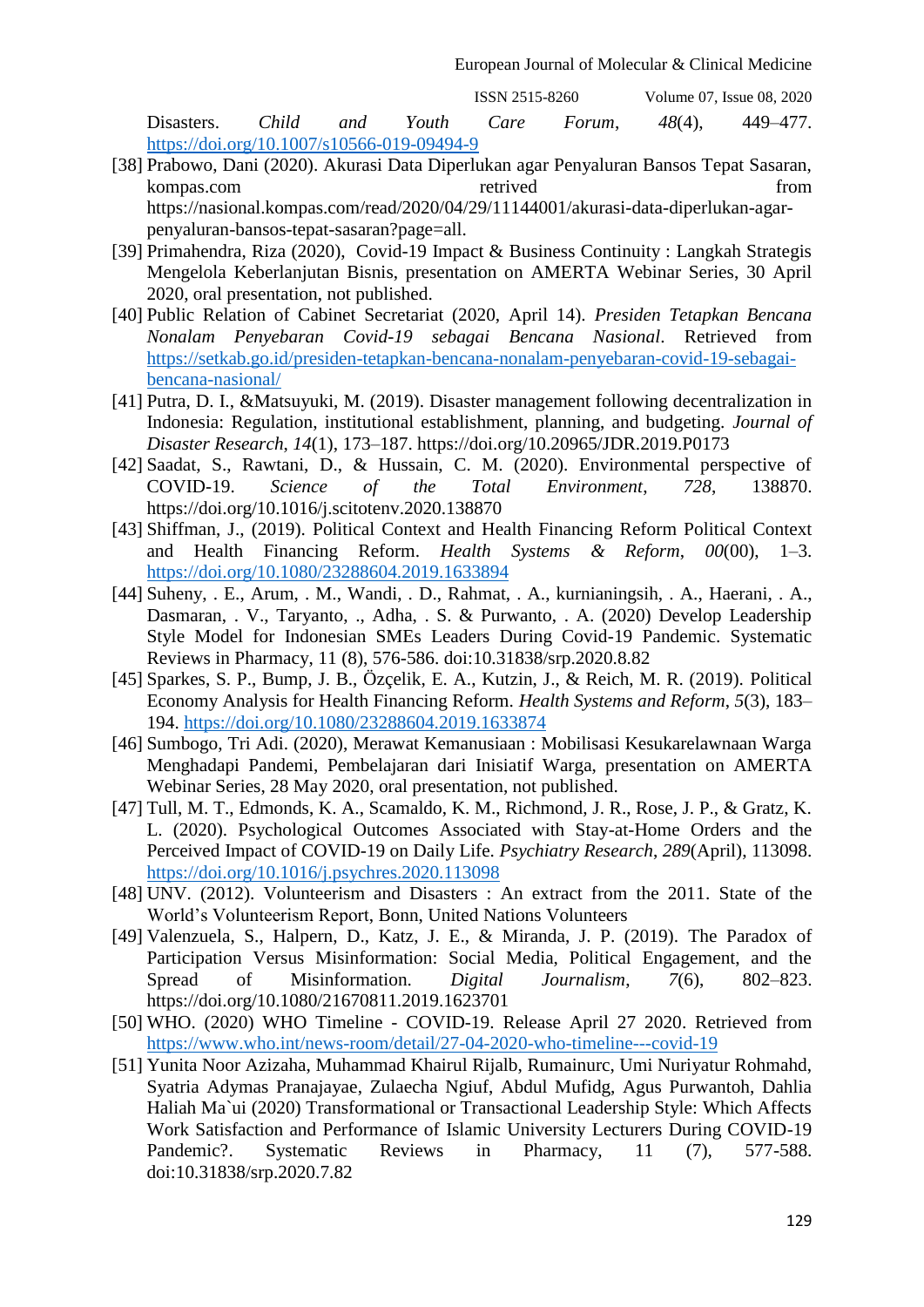Disasters. *Child and Youth Care Forum*, *48*(4), 449–477. https://doi.org/10.1007/s10566-019-09494-9

[38] Prabowo, Dani (2020). Akurasi Data Diperlukan agar Penyaluran Bansos Tepat Sasaran, kompas.com retrived from https://nasional.kompas.com/read/2020/04/29/11144001/akurasi-data-diperlukan-agar-penyaluran-bansos-tepat-sasaran?page=all.

[39] Primahendra, Riza (2020), Covid-19 Impact & Business Continuity : Langkah Strategis Mengelola Keberlanjutan Bisnis, presentation on AMERTA Webinar Series, 30 April 2020, oral presentation, not published.

[40] Public Relation of Cabinet Secretariat (2020, April 14). *Presiden Tetapkan Bencana Nonalam Penyebaran Covid-19 sebagai Bencana Nasional*. Retrieved from https://setkab.go.id/presiden-tetapkan-bencana-nonalam-penyebaran-covid-19-sebagai-bencana-nasional/

[41] Putra, D. I., &Matsuyuki, M. (2019). Disaster management following decentralization in Indonesia: Regulation, institutional establishment, planning, and budgeting. *Journal of Disaster Research*, *14*(1), 173–187. https://doi.org/10.20965/JDR.2019.P0173

[42] Saadat, S., Rawtani, D., & Hussain, C. M. (2020). Environmental perspective of COVID-19. *Science of the Total Environment*, *728*, 138870. https://doi.org/10.1016/j.scitotenv.2020.138870

[43] Shiffman, J., (2019). Political Context and Health Financing Reform Political Context and Health Financing Reform. *Health Systems & Reform*, *00*(00), 1–3. https://doi.org/10.1080/23288604.2019.1633894

[44] Suheny, . E., Arum, . M., Wandi, . D., Rahmat, . A., kurnianingsih, . A., Haerani, . A., Dasmaran, . V., Taryanto, ., Adha, . S. & Purwanto, . A. (2020) Develop Leadership Style Model for Indonesian SMEs Leaders During Covid-19 Pandemic. Systematic Reviews in Pharmacy, 11 (8), 576-586. doi:10.31838/srp.2020.8.82

[45] Sparkes, S. P., Bump, J. B., Özçelik, E. A., Kutzin, J., & Reich, M. R. (2019). Political Economy Analysis for Health Financing Reform. *Health Systems and Reform*, *5*(3), 183–194. https://doi.org/10.1080/23288604.2019.1633874

[46] Sumbogo, Tri Adi. (2020), Merawat Kemanusiaan : Mobilisasi Kesukarelawnaan Warga Menghadapi Pandemi, Pembelajaran dari Inisiatif Warga, presentation on AMERTA Webinar Series, 28 May 2020, oral presentation, not published.

[47] Tull, M. T., Edmonds, K. A., Scamaldo, K. M., Richmond, J. R., Rose, J. P., & Gratz, K. L. (2020). Psychological Outcomes Associated with Stay-at-Home Orders and the Perceived Impact of COVID-19 on Daily Life. *Psychiatry Research*, *289*(April), 113098. https://doi.org/10.1016/j.psychres.2020.113098

[48] UNV. (2012). Volunteerism and Disasters : An extract from the 2011. State of the World's Volunteerism Report, Bonn, United Nations Volunteers

[49] Valenzuela, S., Halpern, D., Katz, J. E., & Miranda, J. P. (2019). The Paradox of Participation Versus Misinformation: Social Media, Political Engagement, and the Spread of Misinformation. *Digital Journalism*, *7*(6), 802–823. https://doi.org/10.1080/21670811.2019.1623701

[50] WHO. (2020) WHO Timeline - COVID-19. Release April 27 2020. Retrieved from https://www.who.int/news-room/detail/27-04-2020-who-timeline---covid-19

[51] Yunita Noor Azizaha, Muhammad Khairul Rijalb, Rumainurc, Umi Nuriyatur Rohmahd, Syatria Adymas Pranajayae, Zulaecha Ngiuf, Abdul Mufidg, Agus Purwantoh, Dahlia Haliah Ma`ui (2020) Transformational or Transactional Leadership Style: Which Affects Work Satisfaction and Performance of Islamic University Lecturers During COVID-19 Pandemic?. Systematic Reviews in Pharmacy, 11 (7), 577-588. doi:10.31838/srp.2020.7.82